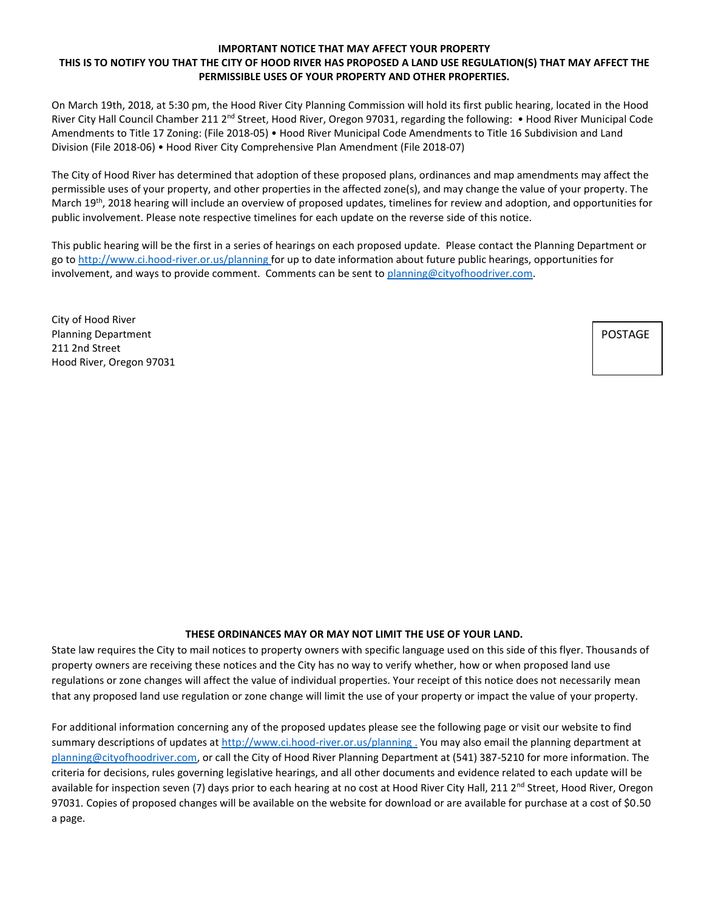**IMPORTANT NOTICE THAT MAY AFFECT YOUR PROPERTY**

**THIS IS TO NOTIFY YOU THAT THE CITY OF HOOD RIVER HAS PROPOSED A LAND USE REGULATION(S) THAT MAY AFFECT THE PERMISSIBLE USES OF YOUR PROPERTY AND OTHER PROPERTIES.**

On March 19th, 2018, at 5:30 pm, the Hood River City Planning Commission will hold its first public hearing, located in the Hood River City Hall Council Chamber 211 2nd Street, Hood River, Oregon 97031, regarding the following: • Hood River Municipal Code Amendments to Title 17 Zoning: (File 2018-05) • Hood River Municipal Code Amendments to Title 16 Subdivision and Land Division (File 2018-06) • Hood River City Comprehensive Plan Amendment (File 2018-07)

The City of Hood River has determined that adoption of these proposed plans, ordinances and map amendments may affect the permissible uses of your property, and other properties in the affected zone(s), and may change the value of your property. The March 19th, 2018 hearing will include an overview of proposed updates, timelines for review and adoption, and opportunities for public involvement. Please note respective timelines for each update on the reverse side of this notice.

This public hearing will be the first in a series of hearings on each proposed update. Please contact the Planning Department or go to http://www.ci.hood-river.or.us/planning for up to date information about future public hearings, opportunities for involvement, and ways to provide comment. Comments can be sent to planning@cityofhoodriver.com.

City of Hood River
Planning Department
211 2nd Street
Hood River, Oregon 97031

POSTAGE

**THESE ORDINANCES MAY OR MAY NOT LIMIT THE USE OF YOUR LAND.**

State law requires the City to mail notices to property owners with specific language used on this side of this flyer. Thousands of property owners are receiving these notices and the City has no way to verify whether, how or when proposed land use regulations or zone changes will affect the value of individual properties. Your receipt of this notice does not necessarily mean that any proposed land use regulation or zone change will limit the use of your property or impact the value of your property.

For additional information concerning any of the proposed updates please see the following page or visit our website to find summary descriptions of updates at http://www.ci.hood-river.or.us/planning . You may also email the planning department at planning@cityofhoodriver.com, or call the City of Hood River Planning Department at (541) 387-5210 for more information. The criteria for decisions, rules governing legislative hearings, and all other documents and evidence related to each update will be available for inspection seven (7) days prior to each hearing at no cost at Hood River City Hall, 211 2nd Street, Hood River, Oregon 97031. Copies of proposed changes will be available on the website for download or are available for purchase at a cost of $0.50 a page.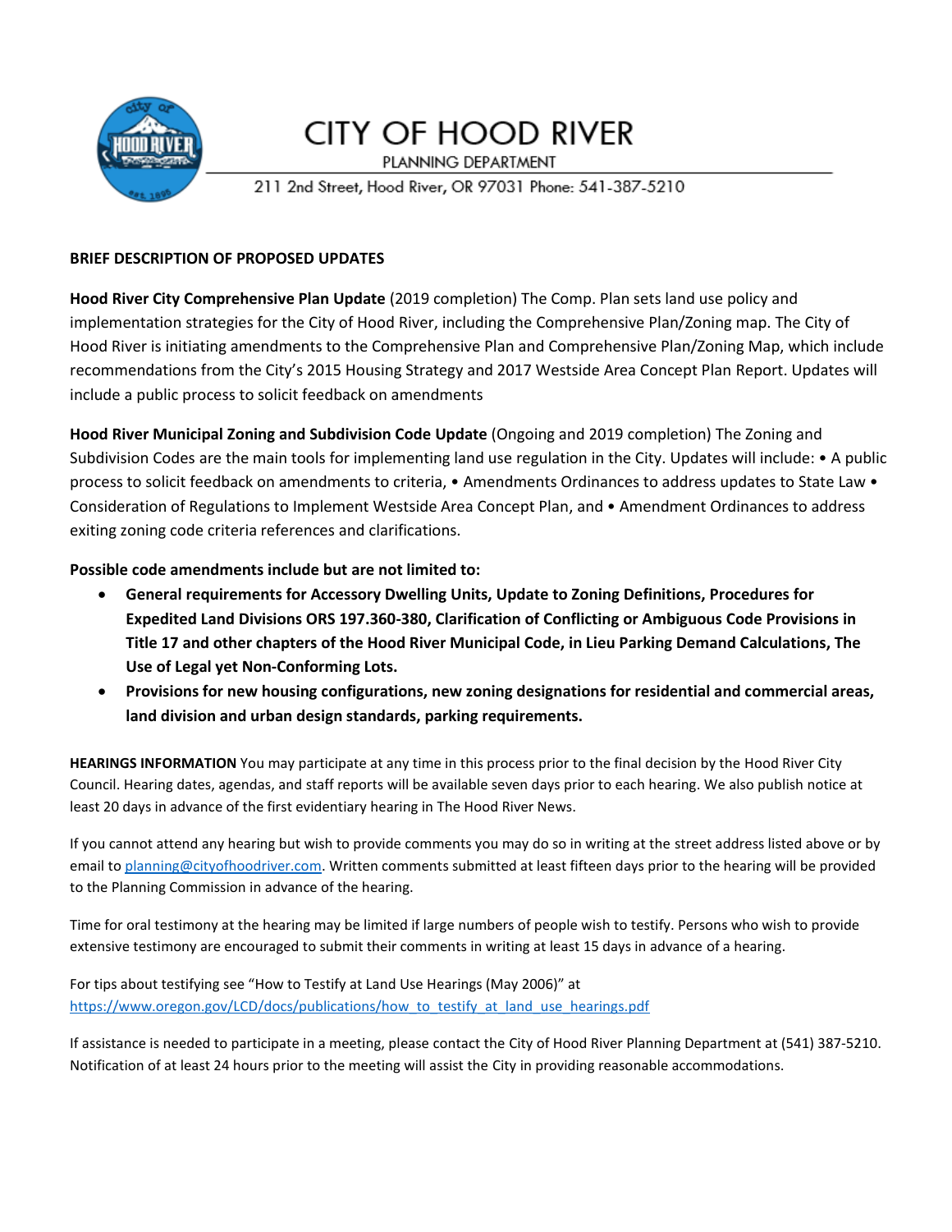# CITY OF HOOD RIVER

PLANNING DEPARTMENT

211 2nd Street, Hood River, OR 97031 Phone: 541-387-5210

**BRIEF DESCRIPTION OF PROPOSED UPDATES**

**Hood River City Comprehensive Plan Update** (2019 completion) The Comp. Plan sets land use policy and implementation strategies for the City of Hood River, including the Comprehensive Plan/Zoning map. The City of Hood River is initiating amendments to the Comprehensive Plan and Comprehensive Plan/Zoning Map, which include recommendations from the City's 2015 Housing Strategy and 2017 Westside Area Concept Plan Report. Updates will include a public process to solicit feedback on amendments

**Hood River Municipal Zoning and Subdivision Code Update** (Ongoing and 2019 completion) The Zoning and Subdivision Codes are the main tools for implementing land use regulation in the City. Updates will include: • A public process to solicit feedback on amendments to criteria, • Amendments Ordinances to address updates to State Law • Consideration of Regulations to Implement Westside Area Concept Plan, and • Amendment Ordinances to address exiting zoning code criteria references and clarifications.

**Possible code amendments include but are not limited to:**

- **General requirements for Accessory Dwelling Units, Update to Zoning Definitions, Procedures for Expedited Land Divisions ORS 197.360-380, Clarification of Conflicting or Ambiguous Code Provisions in Title 17 and other chapters of the Hood River Municipal Code, in Lieu Parking Demand Calculations, The Use of Legal yet Non-Conforming Lots.**
- **Provisions for new housing configurations, new zoning designations for residential and commercial areas, land division and urban design standards, parking requirements.**

**HEARINGS INFORMATION** You may participate at any time in this process prior to the final decision by the Hood River City Council. Hearing dates, agendas, and staff reports will be available seven days prior to each hearing. We also publish notice at least 20 days in advance of the first evidentiary hearing in The Hood River News.

If you cannot attend any hearing but wish to provide comments you may do so in writing at the street address listed above or by email to planning@cityofhoodriver.com. Written comments submitted at least fifteen days prior to the hearing will be provided to the Planning Commission in advance of the hearing.

Time for oral testimony at the hearing may be limited if large numbers of people wish to testify. Persons who wish to provide extensive testimony are encouraged to submit their comments in writing at least 15 days in advance of a hearing.

For tips about testifying see "How to Testify at Land Use Hearings (May 2006)" at https://www.oregon.gov/LCD/docs/publications/how_to_testify_at_land_use_hearings.pdf

If assistance is needed to participate in a meeting, please contact the City of Hood River Planning Department at (541) 387-5210. Notification of at least 24 hours prior to the meeting will assist the City in providing reasonable accommodations.